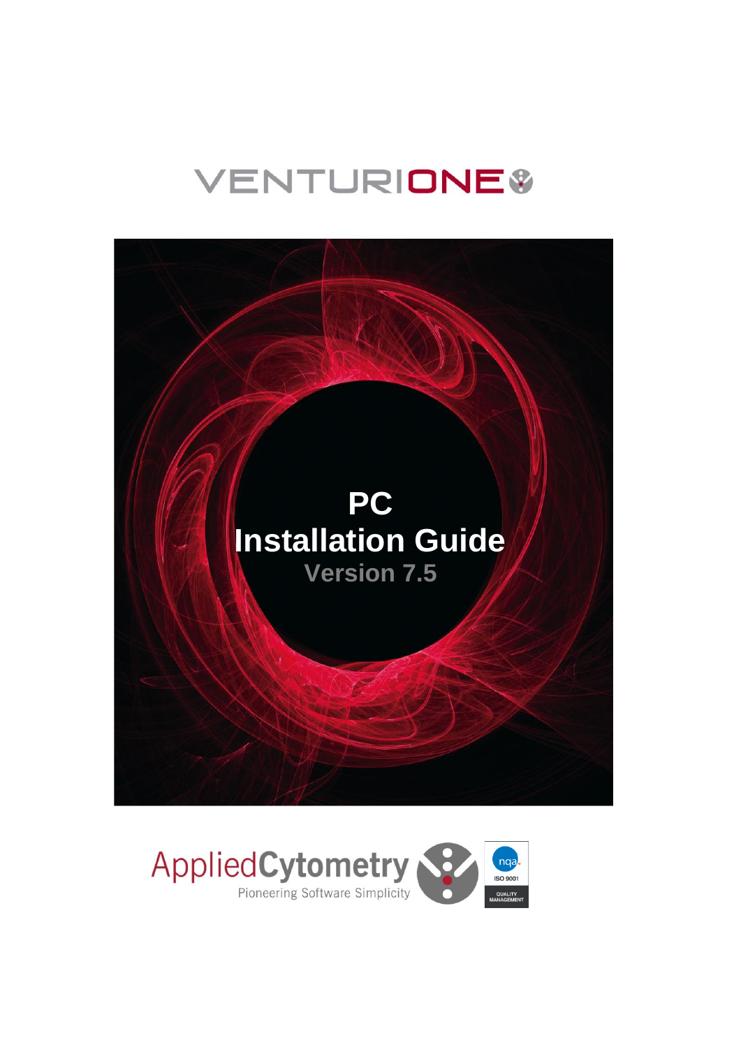# VENTURIONE

# PC Installation Guide

## Version 7.5

AppliedCytometry
Pioneering Software Simplicity

nqa. ISO 9001 QUALITY MANAGEMENT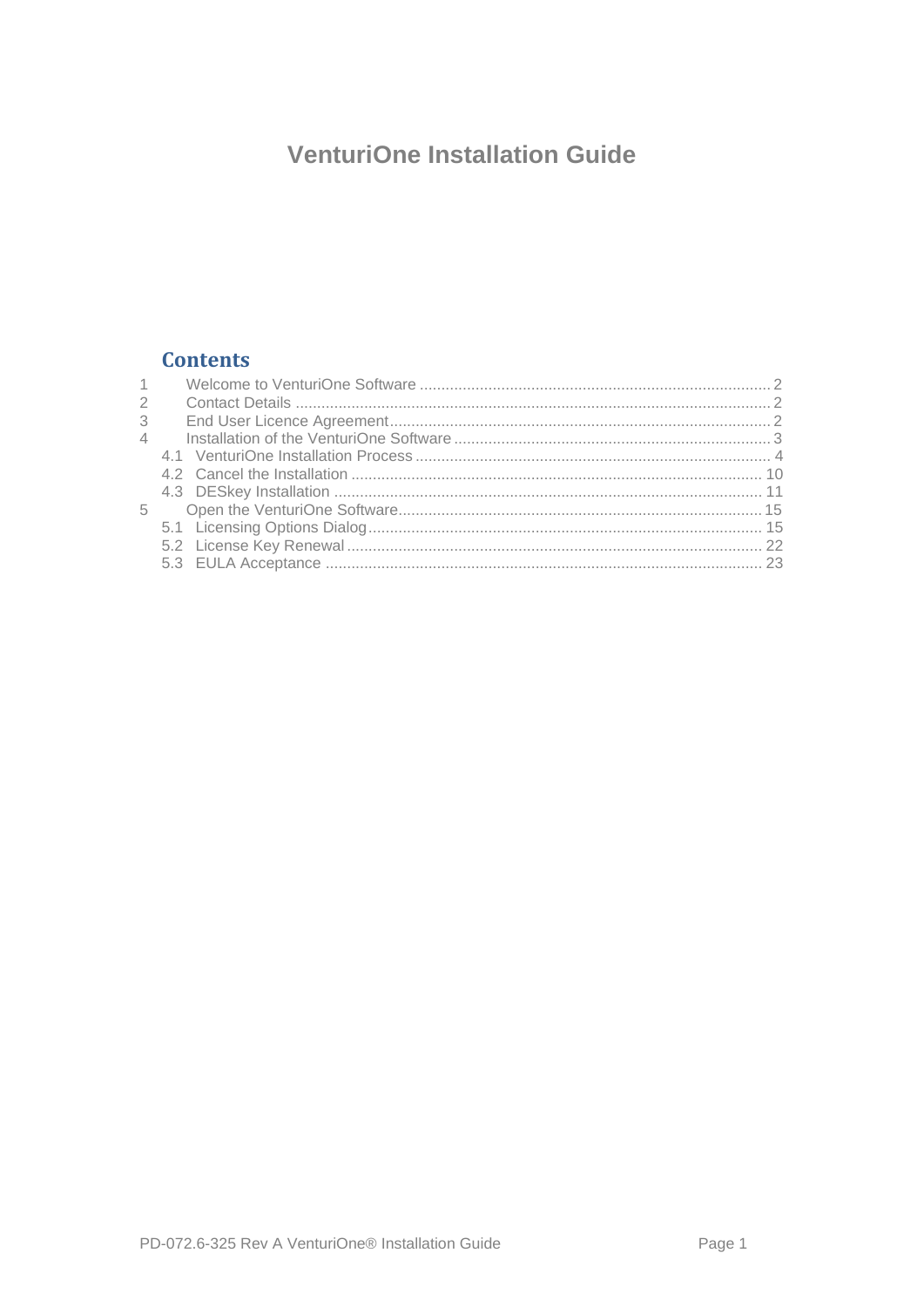# VenturiOne Installation Guide

## Contents

1 Welcome to VenturiOne Software ........ 2
2 Contact Details ........ 2
3 End User Licence Agreement ........ 2
4 Installation of the VenturiOne Software ........ 3
  4.1 VenturiOne Installation Process ........ 4
  4.2 Cancel the Installation ........ 10
  4.3 DESkey Installation ........ 11
5 Open the VenturiOne Software ........ 15
  5.1 Licensing Options Dialog ........ 15
  5.2 License Key Renewal ........ 22
  5.3 EULA Acceptance ........ 23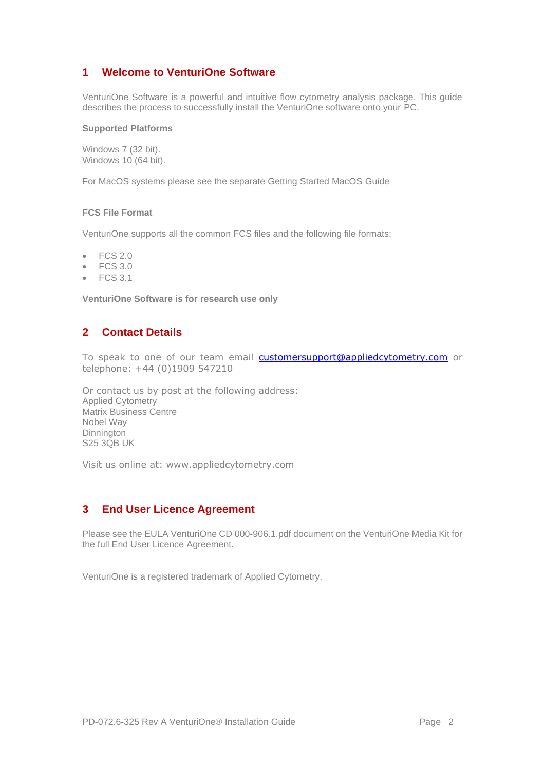# 1 Welcome to VenturiOne Software

VenturiOne Software is a powerful and intuitive flow cytometry analysis package. This guide describes the process to successfully install the VenturiOne software onto your PC.

**Supported Platforms**

Windows 7 (32 bit).
Windows 10 (64 bit).

For MacOS systems please see the separate Getting Started MacOS Guide

**FCS File Format**

VenturiOne supports all the common FCS files and the following file formats:

- FCS 2.0
- FCS 3.0
- FCS 3.1

**VenturiOne Software is for research use only**

# 2 Contact Details

To speak to one of our team email customersupport@appliedcytometry.com or telephone: +44 (0)1909 547210

Or contact us by post at the following address:
Applied Cytometry
Matrix Business Centre
Nobel Way
Dinnington
S25 3QB UK

Visit us online at: www.appliedcytometry.com

# 3 End User Licence Agreement

Please see the EULA VenturiOne CD 000-906.1.pdf document on the VenturiOne Media Kit for the full End User Licence Agreement.

VenturiOne is a registered trademark of Applied Cytometry.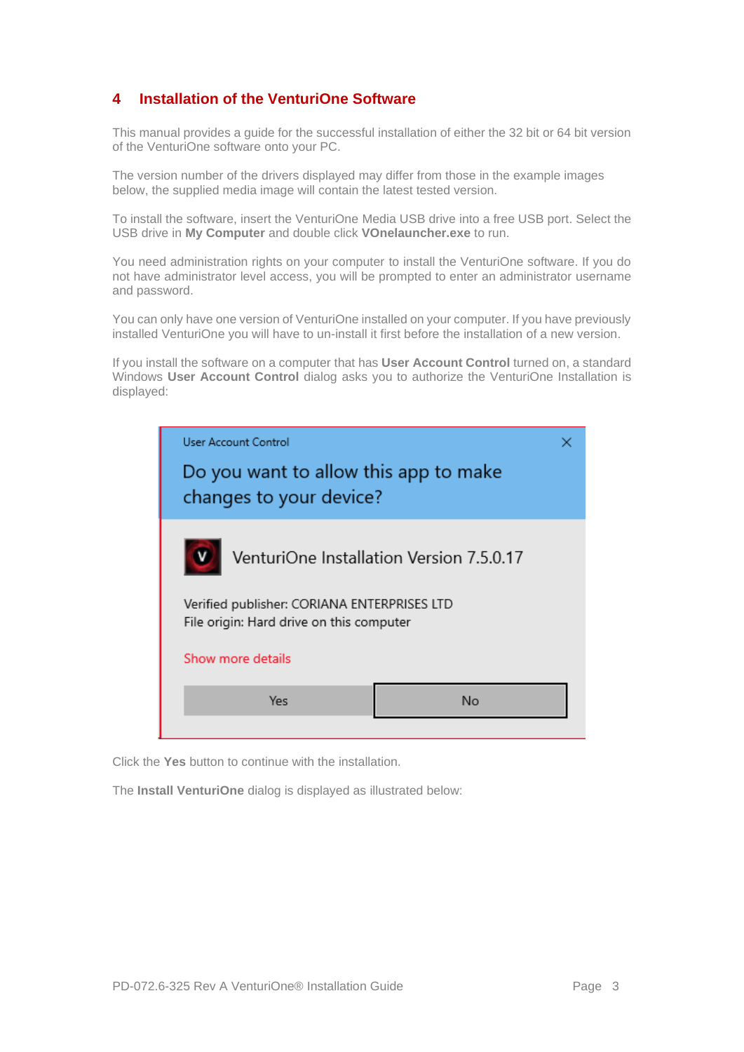## 4 Installation of the VenturiOne Software

This manual provides a guide for the successful installation of either the 32 bit or 64 bit version of the VenturiOne software onto your PC.

The version number of the drivers displayed may differ from those in the example images below, the supplied media image will contain the latest tested version.

To install the software, insert the VenturiOne Media USB drive into a free USB port. Select the USB drive in **My Computer** and double click **VOnelauncher.exe** to run.

You need administration rights on your computer to install the VenturiOne software. If you do not have administrator level access, you will be prompted to enter an administrator username and password.

You can only have one version of VenturiOne installed on your computer. If you have previously installed VenturiOne you will have to un-install it first before the installation of a new version.

If you install the software on a computer that has **User Account Control** turned on, a standard Windows **User Account Control** dialog asks you to authorize the VenturiOne Installation is displayed:

Click the **Yes** button to continue with the installation.

The **Install VenturiOne** dialog is displayed as illustrated below: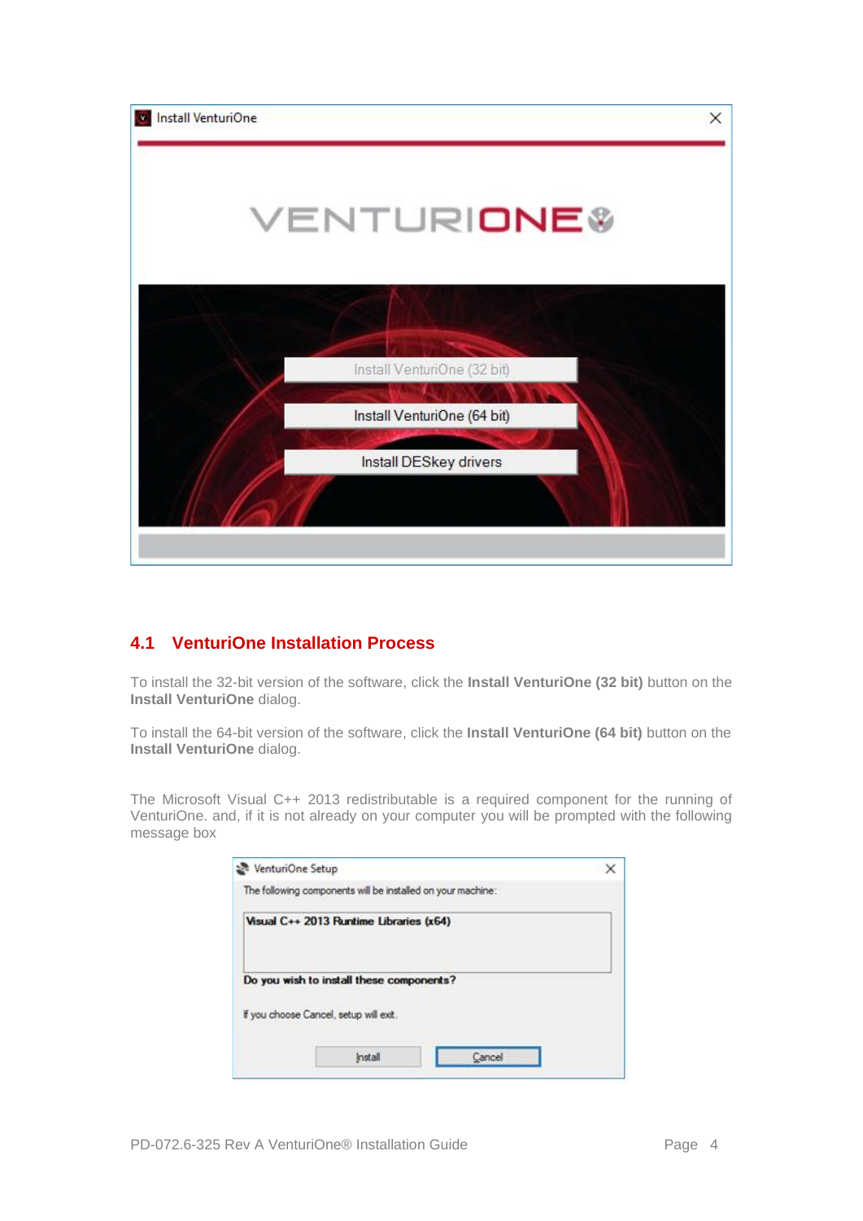## 4.1 VenturiOne Installation Process

To install the 32-bit version of the software, click the **Install VenturiOne (32 bit)** button on the **Install VenturiOne** dialog.

To install the 64-bit version of the software, click the **Install VenturiOne (64 bit)** button on the **Install VenturiOne** dialog.

The Microsoft Visual C++ 2013 redistributable is a required component for the running of VenturiOne. and, if it is not already on your computer you will be prompted with the following message box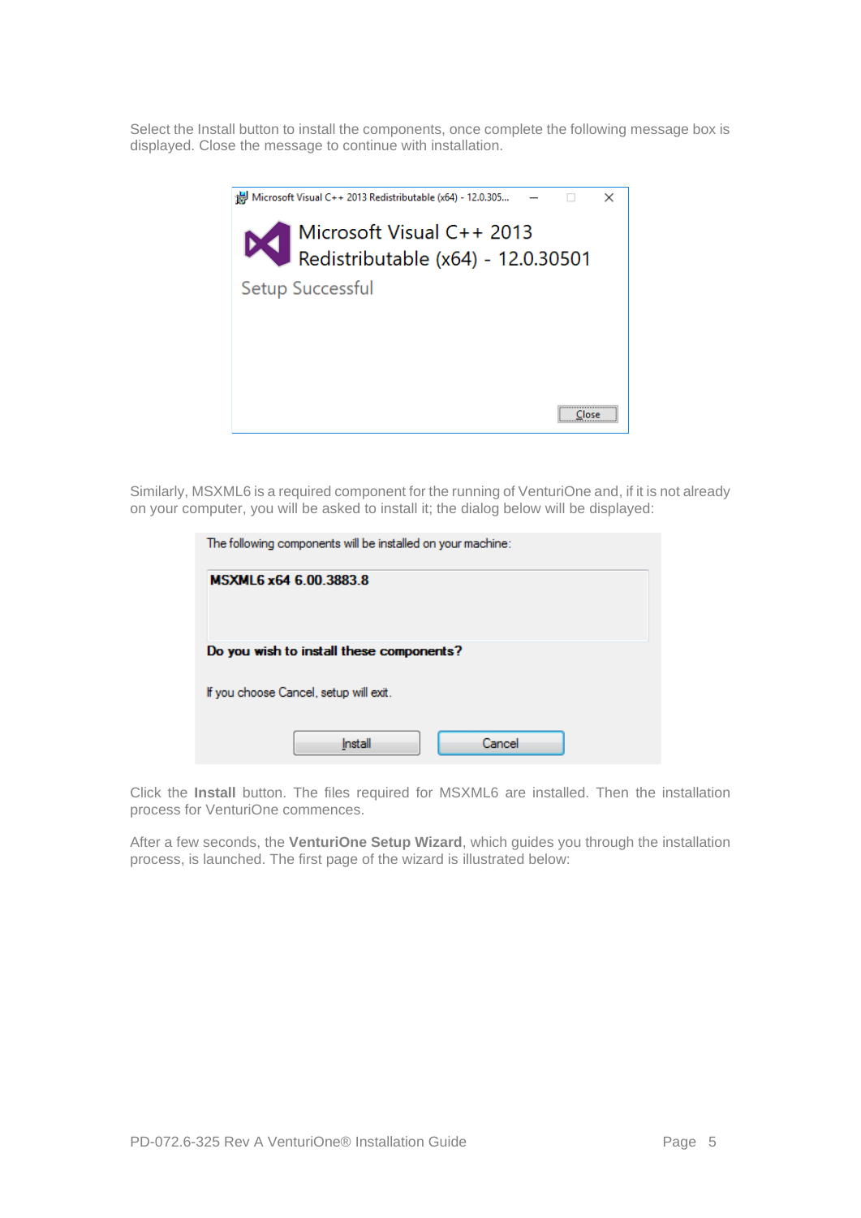Select the Install button to install the components, once complete the following message box is displayed. Close the message to continue with installation.

Similarly, MSXML6 is a required component for the running of VenturiOne and, if it is not already on your computer, you will be asked to install it; the dialog below will be displayed:

Click the **Install** button. The files required for MSXML6 are installed. Then the installation process for VenturiOne commences.

After a few seconds, the **VenturiOne Setup Wizard**, which guides you through the installation process, is launched. The first page of the wizard is illustrated below: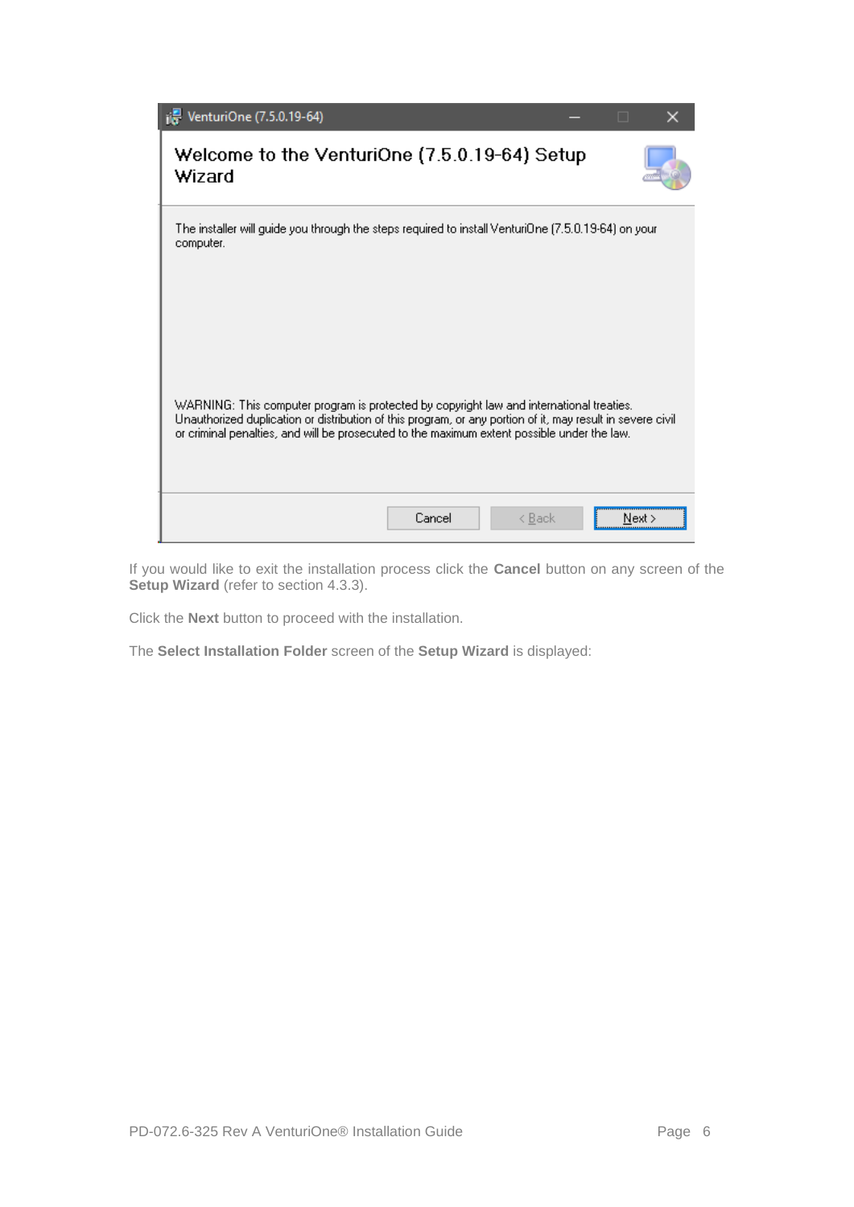If you would like to exit the installation process click the **Cancel** button on any screen of the **Setup Wizard** (refer to section 4.3.3).

Click the **Next** button to proceed with the installation.

The **Select Installation Folder** screen of the **Setup Wizard** is displayed: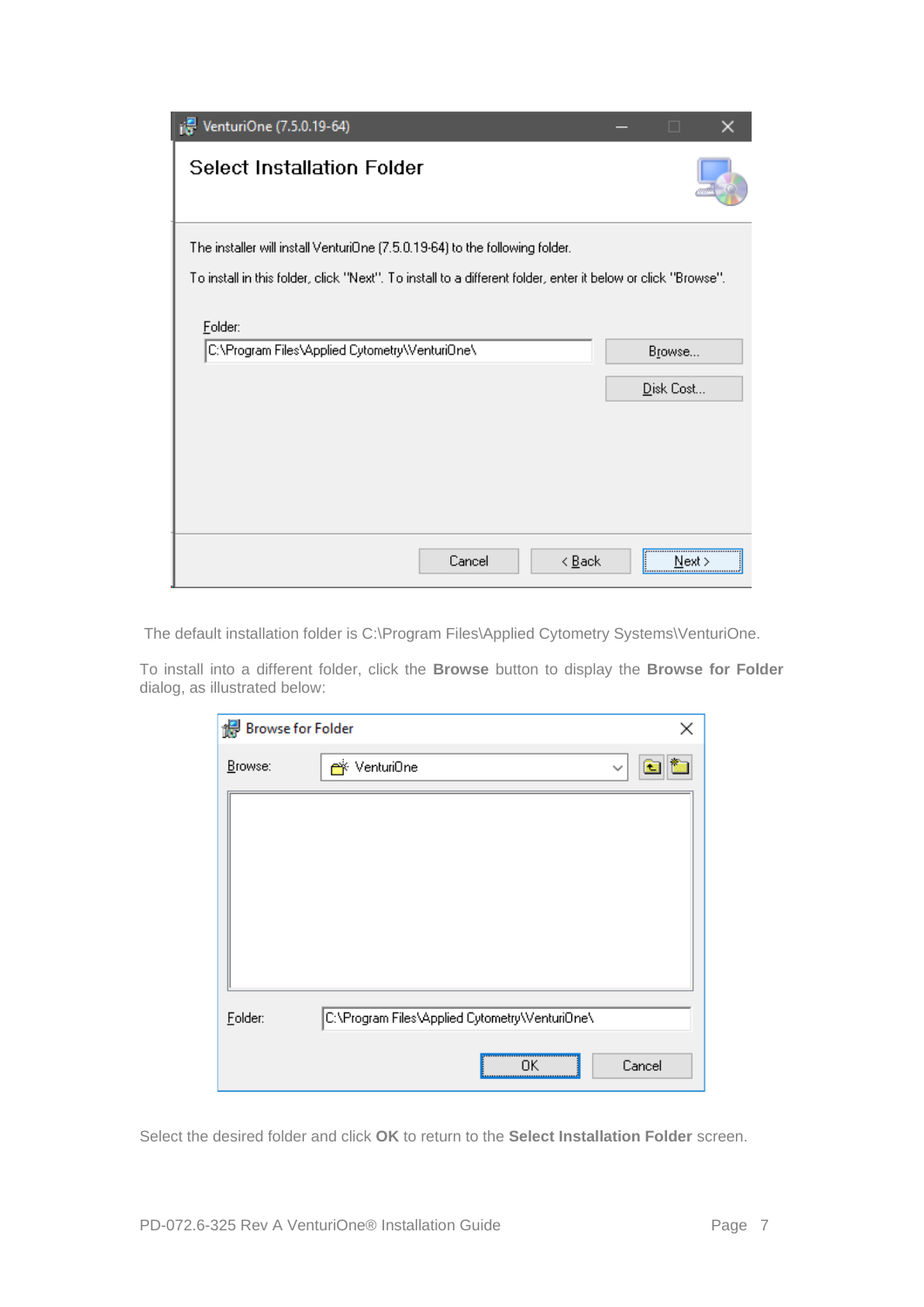The default installation folder is C:\Program Files\Applied Cytometry Systems\VenturiOne.

To install into a different folder, click the **Browse** button to display the **Browse for Folder** dialog, as illustrated below:

Select the desired folder and click **OK** to return to the **Select Installation Folder** screen.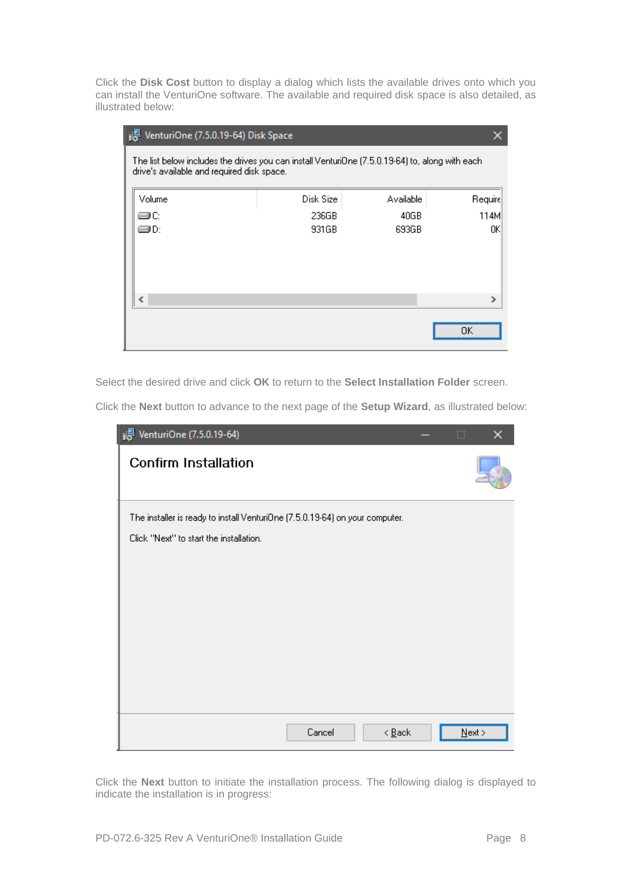Click the **Disk Cost** button to display a dialog which lists the available drives onto which you can install the VenturiOne software. The available and required disk space is also detailed, as illustrated below:

Select the desired drive and click **OK** to return to the **Select Installation Folder** screen.

Click the **Next** button to advance to the next page of the **Setup Wizard**, as illustrated below:

Click the **Next** button to initiate the installation process. The following dialog is displayed to indicate the installation is in progress: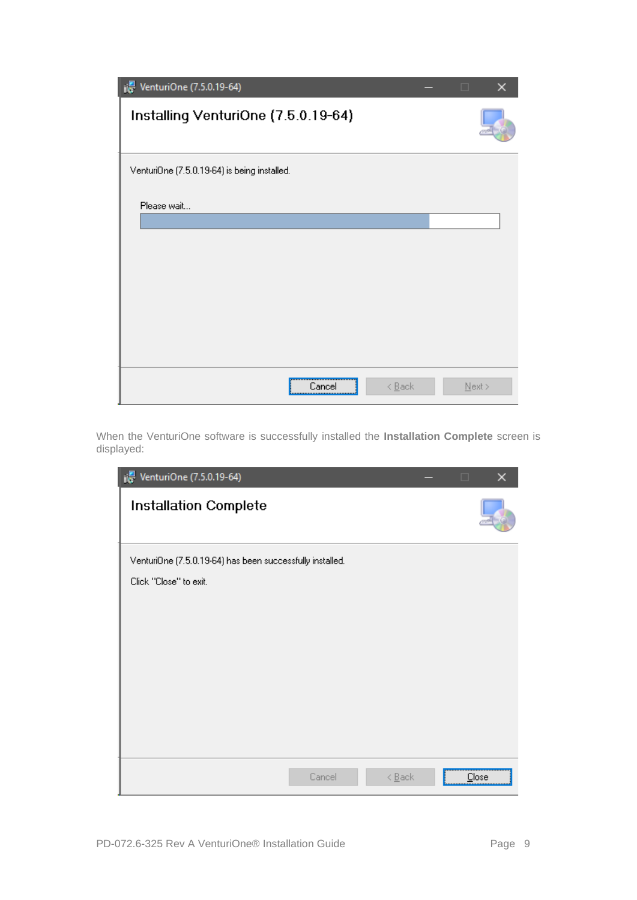When the VenturiOne software is successfully installed the **Installation Complete** screen is displayed: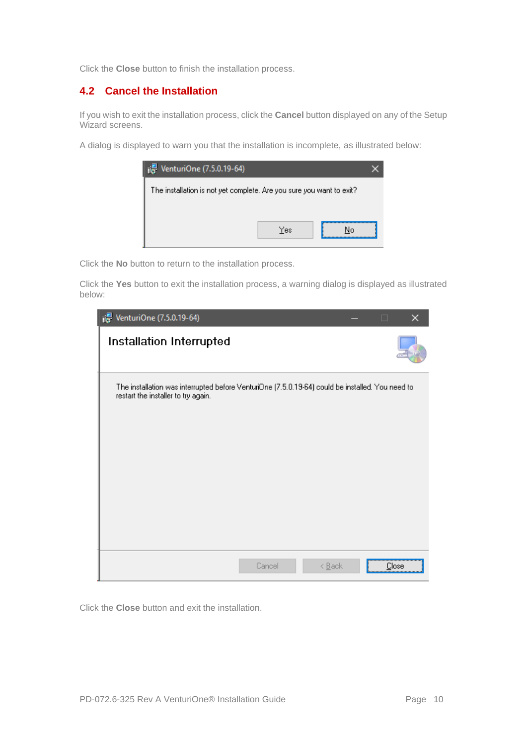Click the **Close** button to finish the installation process.

## 4.2 Cancel the Installation

If you wish to exit the installation process, click the **Cancel** button displayed on any of the Setup Wizard screens.

A dialog is displayed to warn you that the installation is incomplete, as illustrated below:

Click the **No** button to return to the installation process.

Click the **Yes** button to exit the installation process, a warning dialog is displayed as illustrated below:

Click the **Close** button and exit the installation.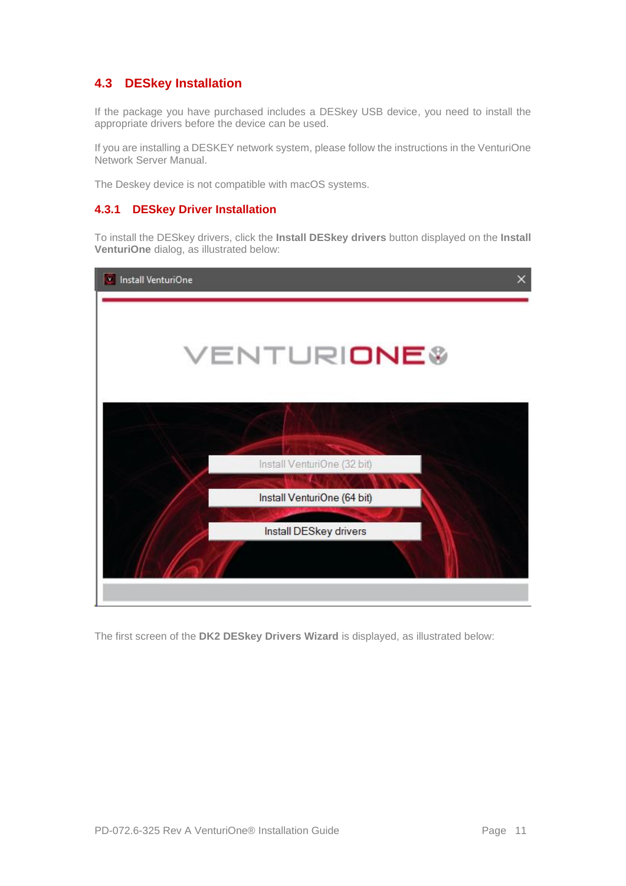## 4.3 DESkey Installation

If the package you have purchased includes a DESkey USB device, you need to install the appropriate drivers before the device can be used.

If you are installing a DESKEY network system, please follow the instructions in the VenturiOne Network Server Manual.

The Deskey device is not compatible with macOS systems.

### 4.3.1 DESkey Driver Installation

To install the DESkey drivers, click the **Install DESkey drivers** button displayed on the **Install VenturiOne** dialog, as illustrated below:

The first screen of the **DK2 DESkey Drivers Wizard** is displayed, as illustrated below: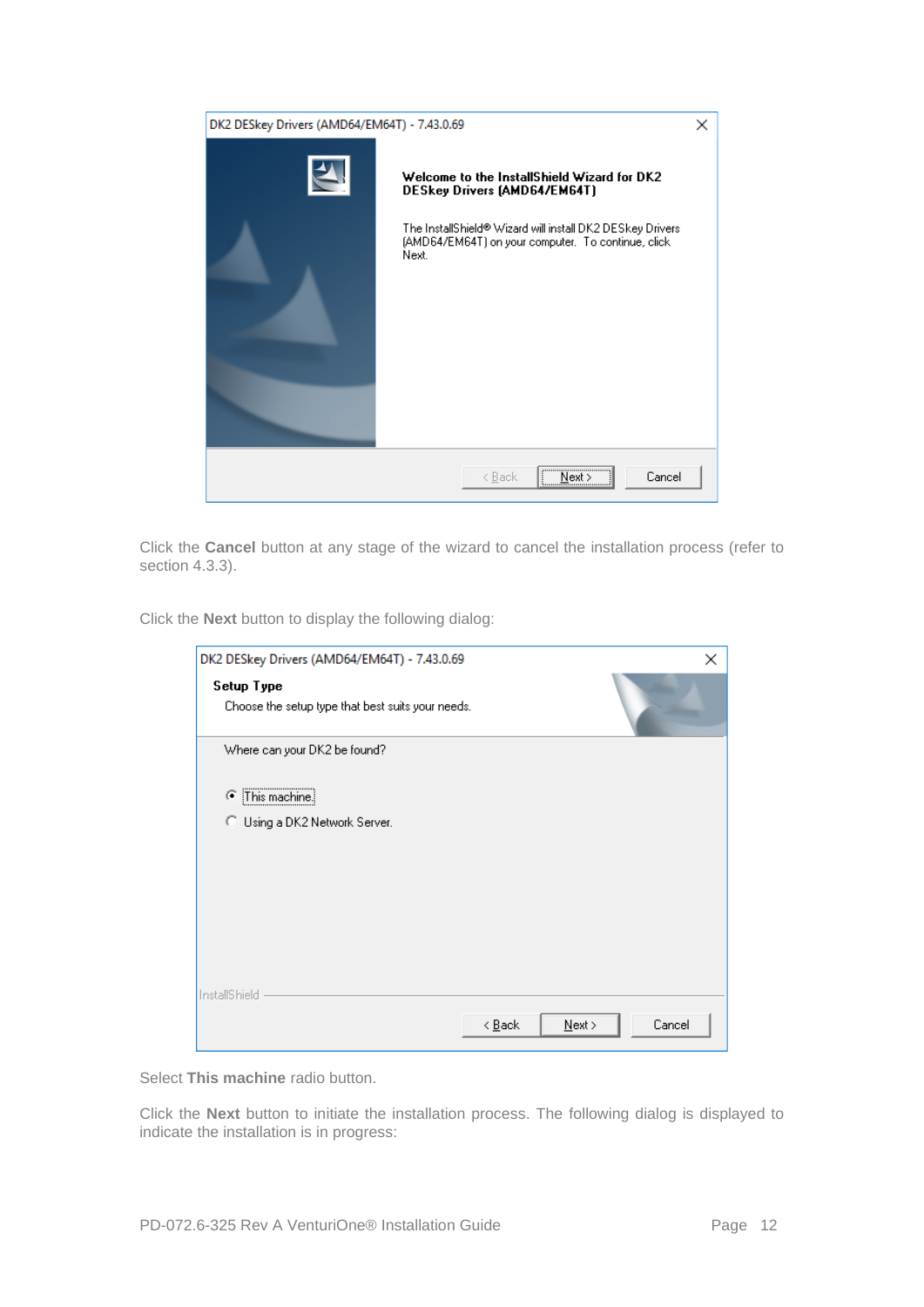Click the **Cancel** button at any stage of the wizard to cancel the installation process (refer to section 4.3.3).

Click the **Next** button to display the following dialog:

Select **This machine** radio button.

Click the **Next** button to initiate the installation process. The following dialog is displayed to indicate the installation is in progress: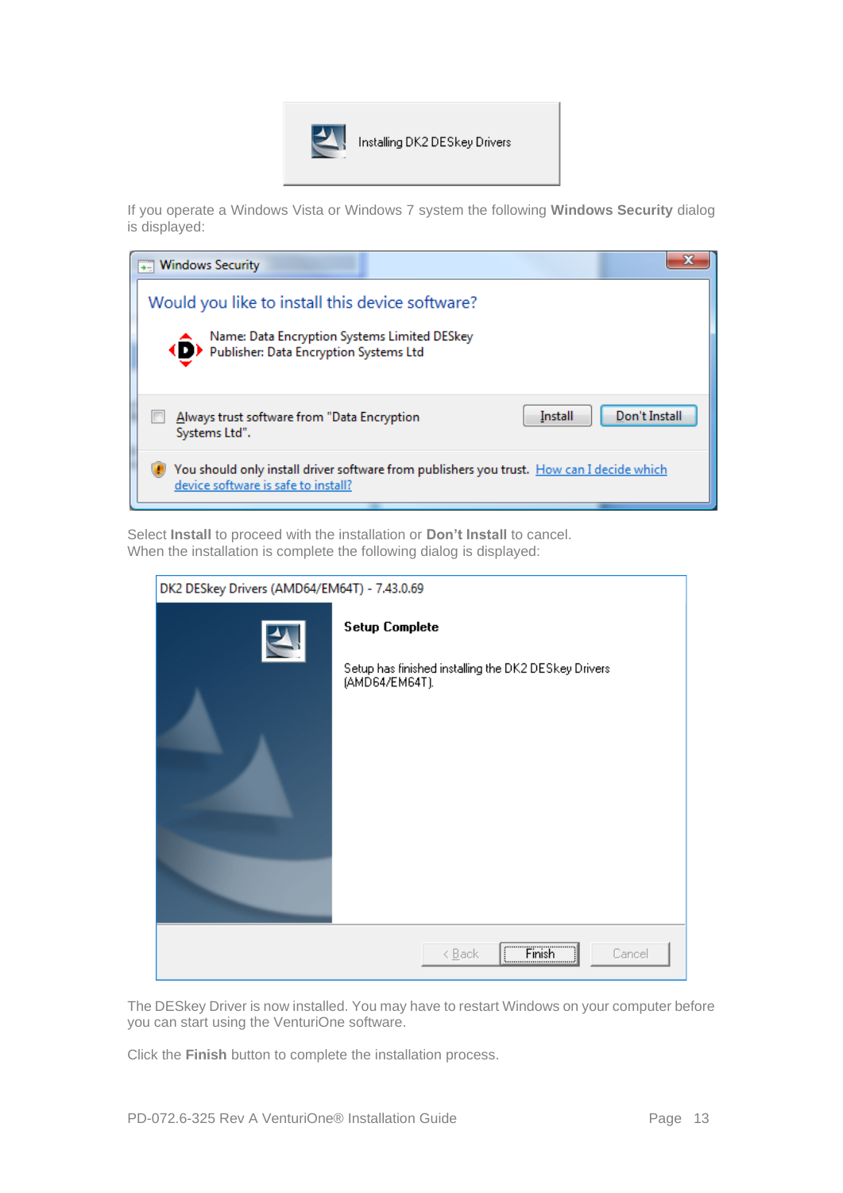If you operate a Windows Vista or Windows 7 system the following **Windows Security** dialog is displayed:

Select **Install** to proceed with the installation or **Don't Install** to cancel.
When the installation is complete the following dialog is displayed:

The DESkey Driver is now installed. You may have to restart Windows on your computer before you can start using the VenturiOne software.

Click the **Finish** button to complete the installation process.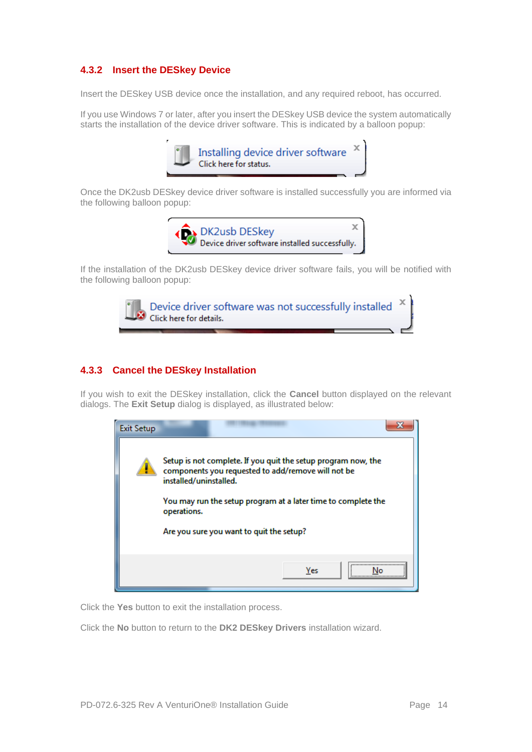### 4.3.2 Insert the DESkey Device

Insert the DESkey USB device once the installation, and any required reboot, has occurred.

If you use Windows 7 or later, after you insert the DESkey USB device the system automatically starts the installation of the device driver software. This is indicated by a balloon popup:

Installing device driver software
Click here for status.

Once the DK2usb DESkey device driver software is installed successfully you are informed via the following balloon popup:

DK2usb DESkey
Device driver software installed successfully.

If the installation of the DK2usb DESkey device driver software fails, you will be notified with the following balloon popup:

Device driver software was not successfully installed
Click here for details.

### 4.3.3 Cancel the DESkey Installation

If you wish to exit the DESkey installation, click the **Cancel** button displayed on the relevant dialogs. The **Exit Setup** dialog is displayed, as illustrated below:

Exit Setup

Setup is not complete. If you quit the setup program now, the components you requested to add/remove will not be installed/uninstalled.

You may run the setup program at a later time to complete the operations.

Are you sure you want to quit the setup?

Yes | No

Click the **Yes** button to exit the installation process.

Click the **No** button to return to the **DK2 DESkey Drivers** installation wizard.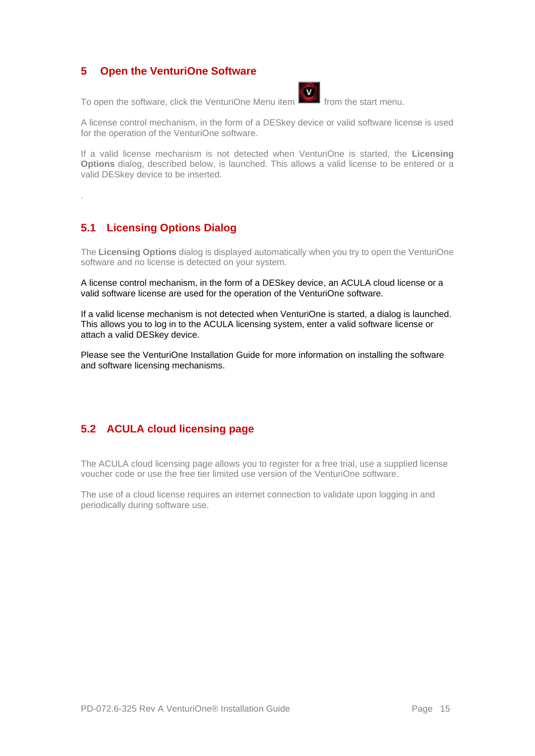# 5 Open the VenturiOne Software

To open the software, click the VenturiOne Menu item from the start menu.

A license control mechanism, in the form of a DESkey device or valid software license is used for the operation of the VenturiOne software.

If a valid license mechanism is not detected when VenturiOne is started, the **Licensing Options** dialog, described below, is launched. This allows a valid license to be entered or a valid DESkey device to be inserted.

.

## 5.1 Licensing Options Dialog

The **Licensing Options** dialog is displayed automatically when you try to open the VenturiOne software and no license is detected on your system.

A license control mechanism, in the form of a DESkey device, an ACULA cloud license or a valid software license are used for the operation of the VenturiOne software.

If a valid license mechanism is not detected when VenturiOne is started, a dialog is launched. This allows you to log in to the ACULA licensing system, enter a valid software license or attach a valid DESkey device.

Please see the VenturiOne Installation Guide for more information on installing the software and software licensing mechanisms.

## 5.2 ACULA cloud licensing page

The ACULA cloud licensing page allows you to register for a free trial, use a supplied license voucher code or use the free tier limited use version of the VenturiOne software.

The use of a cloud license requires an internet connection to validate upon logging in and periodically during software use.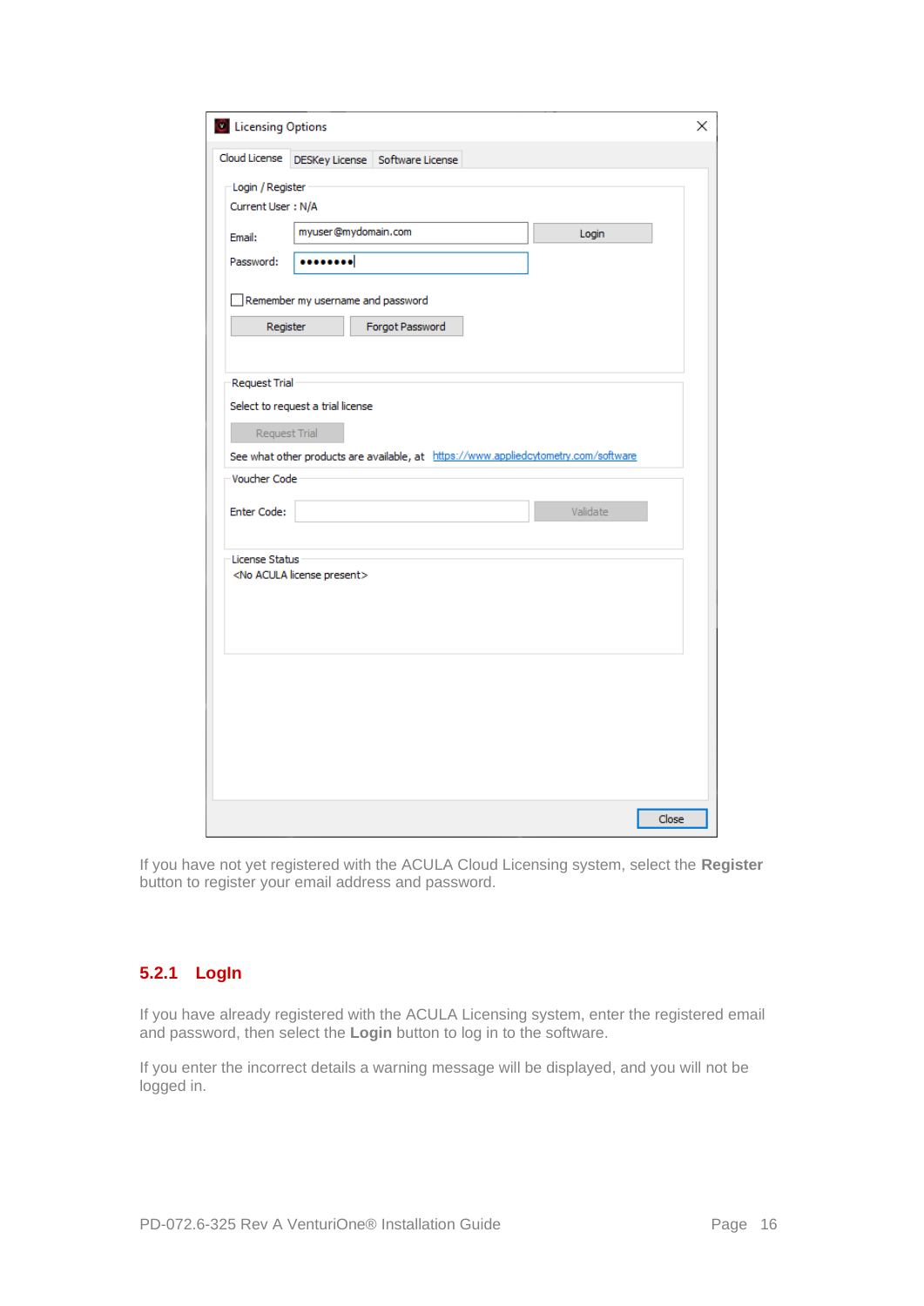If you have not yet registered with the ACULA Cloud Licensing system, select the **Register** button to register your email address and password.

### 5.2.1 LogIn

If you have already registered with the ACULA Licensing system, enter the registered email and password, then select the **Login** button to log in to the software.

If you enter the incorrect details a warning message will be displayed, and you will not be logged in.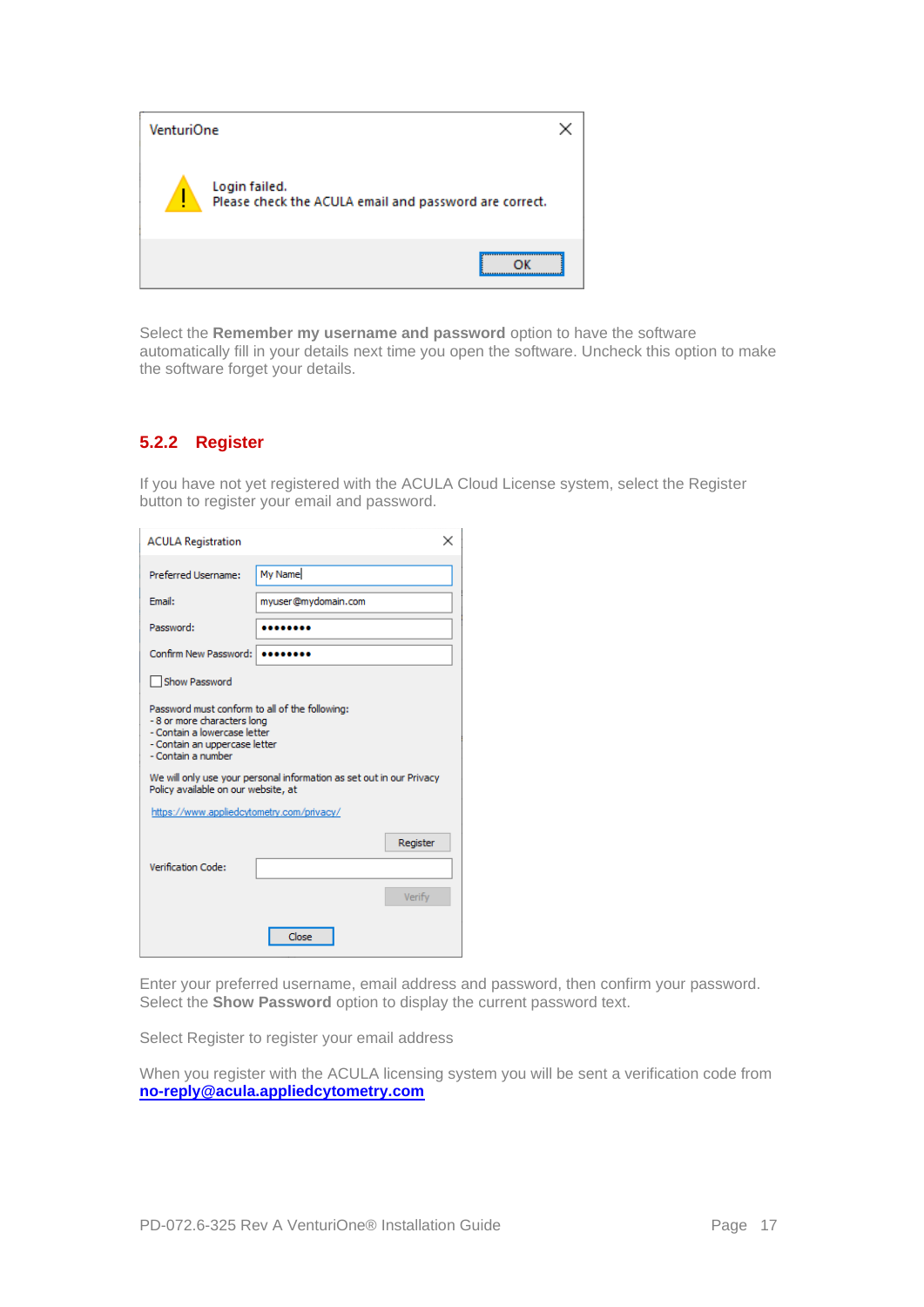Select the **Remember my username and password** option to have the software automatically fill in your details next time you open the software. Uncheck this option to make the software forget your details.

### 5.2.2 Register

If you have not yet registered with the ACULA Cloud License system, select the Register button to register your email and password.

Enter your preferred username, email address and password, then confirm your password. Select the **Show Password** option to display the current password text.

Select Register to register your email address

When you register with the ACULA licensing system you will be sent a verification code from **no-reply@acula.appliedcytometry.com**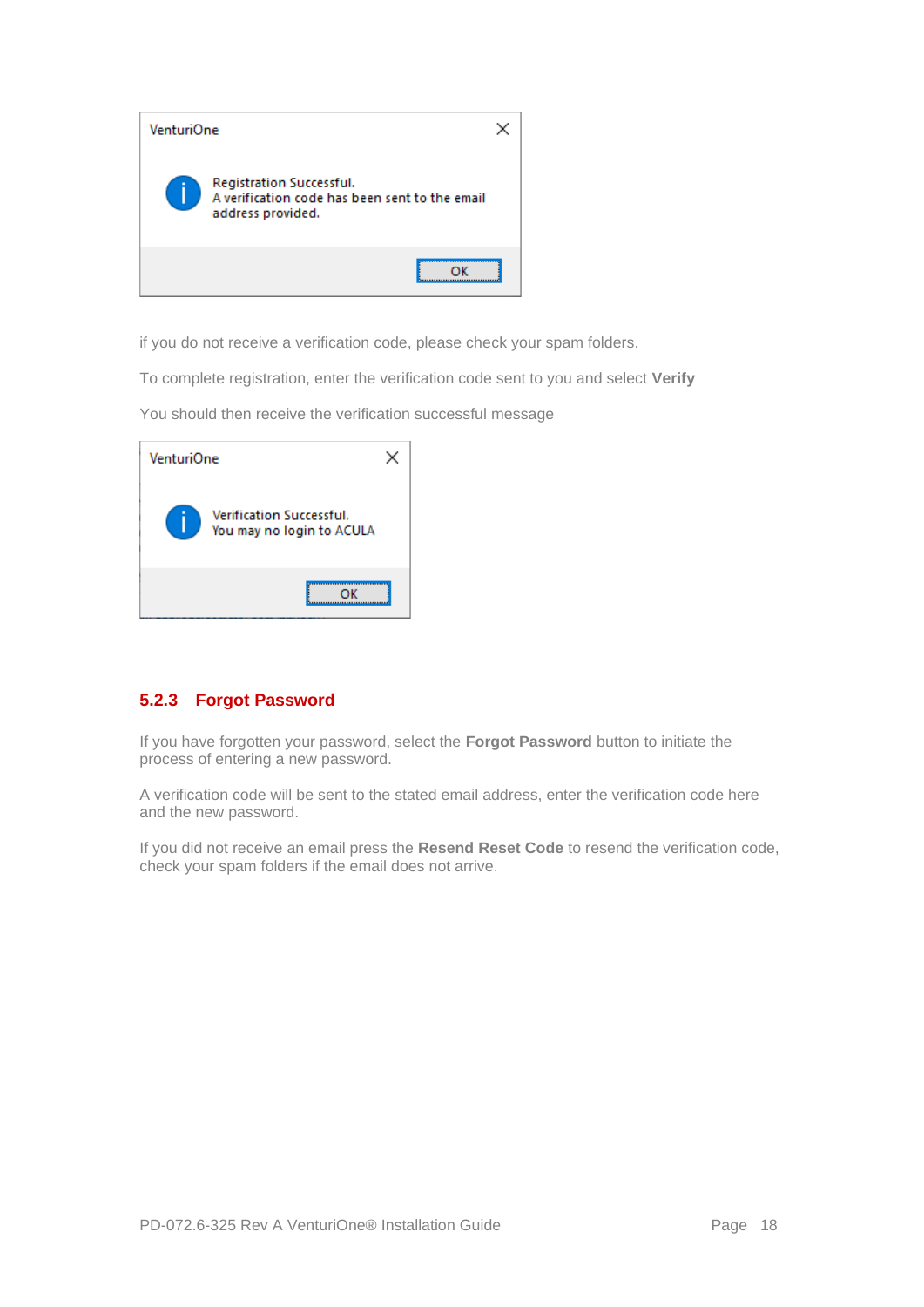VenturiOne

Registration Successful.
A verification code has been sent to the email address provided.

OK

if you do not receive a verification code, please check your spam folders.

To complete registration, enter the verification code sent to you and select **Verify**

You should then receive the verification successful message

VenturiOne

Verification Successful.
You may no login to ACULA

OK

### 5.2.3 Forgot Password

If you have forgotten your password, select the **Forgot Password** button to initiate the process of entering a new password.

A verification code will be sent to the stated email address, enter the verification code here and the new password.

If you did not receive an email press the **Resend Reset Code** to resend the verification code, check your spam folders if the email does not arrive.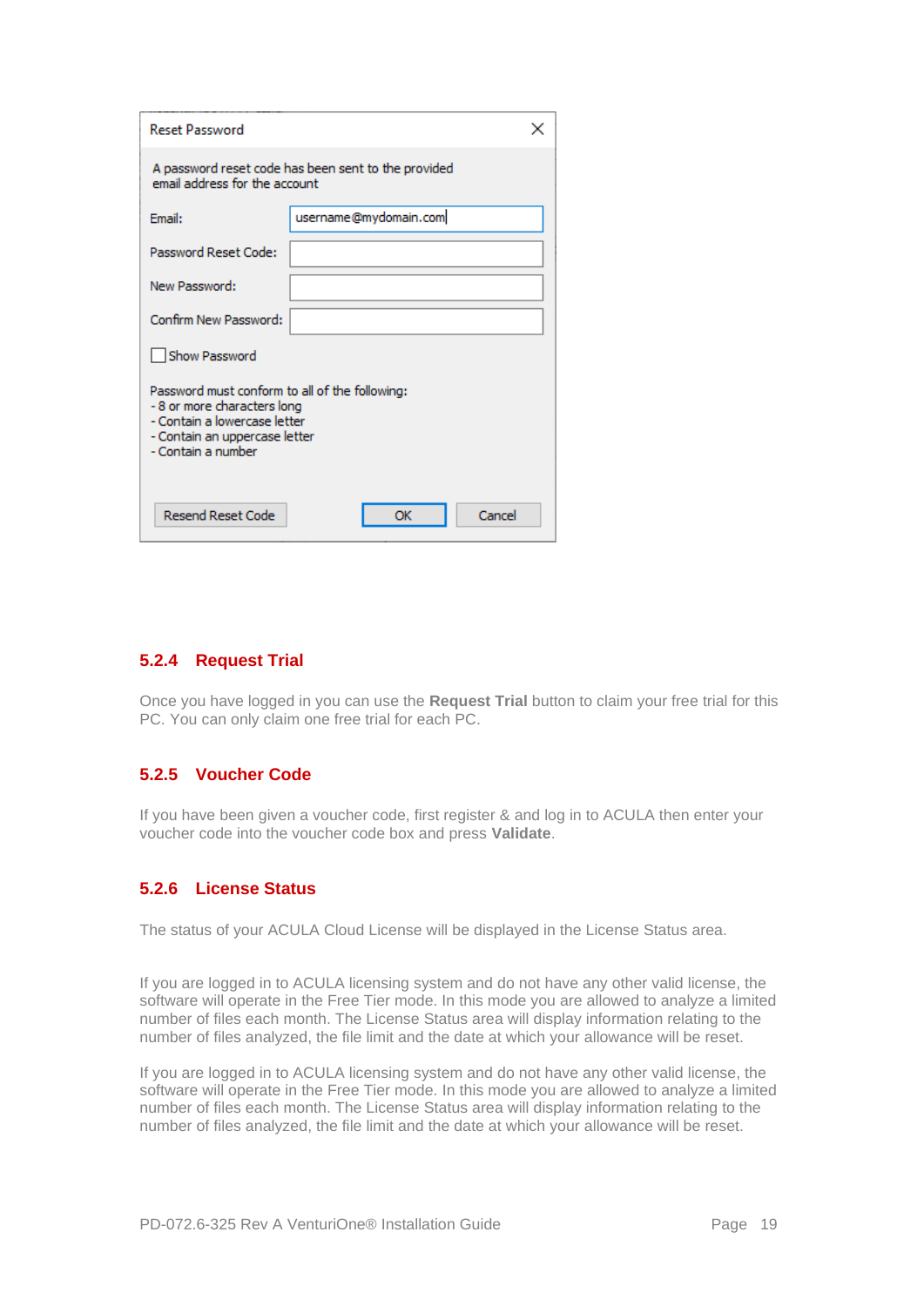Reset Password

A password reset code has been sent to the provided email address for the account

Email: username@mydomain.com

Password Reset Code:

New Password:

Confirm New Password:

Show Password

Password must conform to all of the following:
- 8 or more characters long
- Contain a lowercase letter
- Contain an uppercase letter
- Contain a number

Resend Reset Code | OK | Cancel

### 5.2.4 Request Trial

Once you have logged in you can use the **Request Trial** button to claim your free trial for this PC. You can only claim one free trial for each PC.

### 5.2.5 Voucher Code

If you have been given a voucher code, first register & and log in to ACULA then enter your voucher code into the voucher code box and press **Validate**.

### 5.2.6 License Status

The status of your ACULA Cloud License will be displayed in the License Status area.

If you are logged in to ACULA licensing system and do not have any other valid license, the software will operate in the Free Tier mode. In this mode you are allowed to analyze a limited number of files each month. The License Status area will display information relating to the number of files analyzed, the file limit and the date at which your allowance will be reset.

If you are logged in to ACULA licensing system and do not have any other valid license, the software will operate in the Free Tier mode. In this mode you are allowed to analyze a limited number of files each month. The License Status area will display information relating to the number of files analyzed, the file limit and the date at which your allowance will be reset.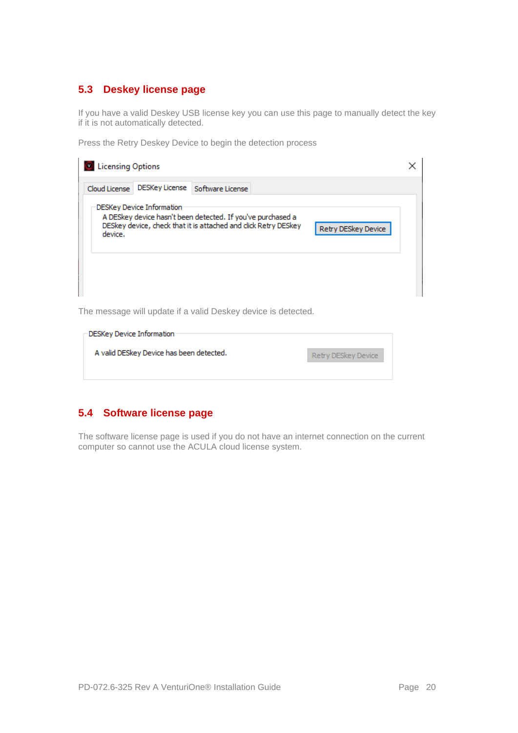## 5.3 Deskey license page

If you have a valid Deskey USB license key you can use this page to manually detect the key if it is not automatically detected.

Press the Retry Deskey Device to begin the detection process

The message will update if a valid Deskey device is detected.

## 5.4 Software license page

The software license page is used if you do not have an internet connection on the current computer so cannot use the ACULA cloud license system.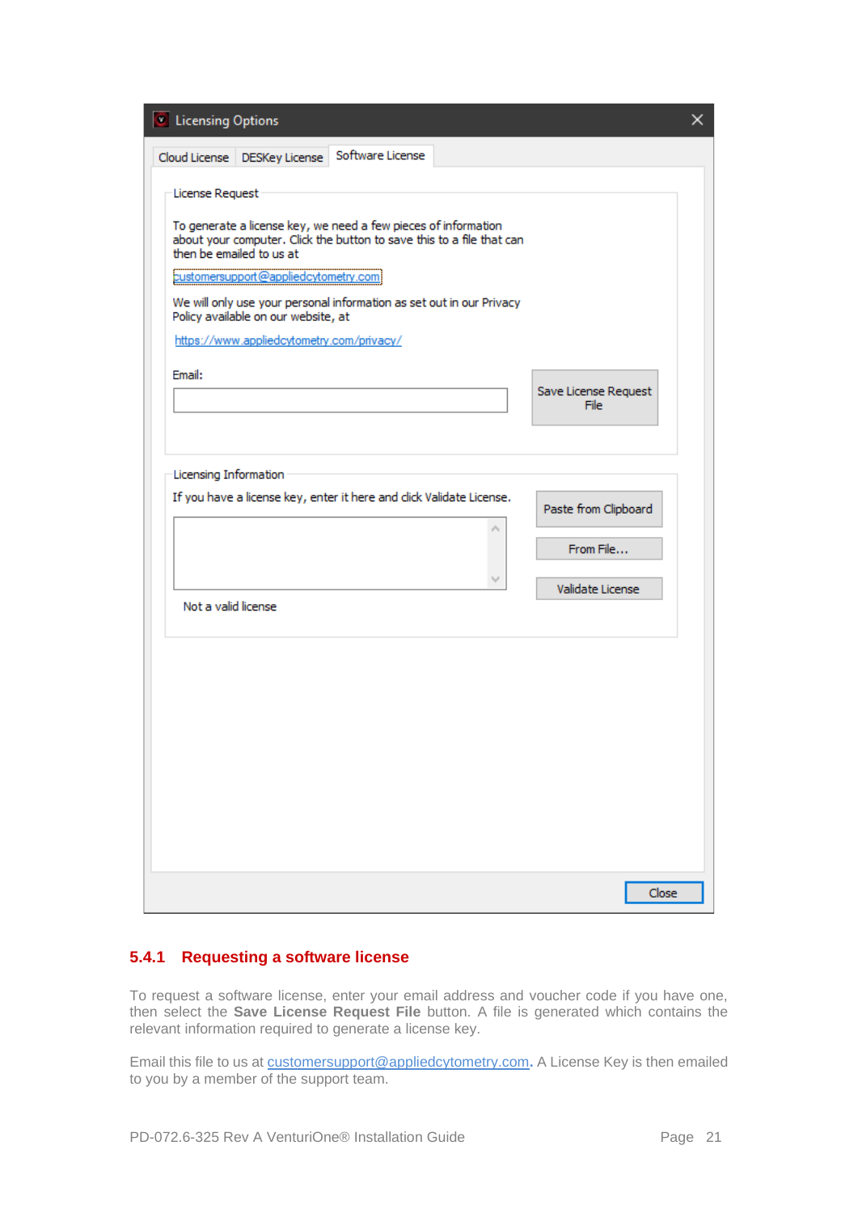Licensing Options

Cloud License | DESKey License | Software License

License Request

To generate a license key, we need a few pieces of information about your computer. Click the button to save this to a file that can then be emailed to us at

customersupport@appliedcytometry.com

We will only use your personal information as set out in our Privacy Policy available on our website, at

https://www.appliedcytometry.com/privacy/

Email:

Save License Request File

Licensing Information

If you have a license key, enter it here and click Validate License.

Paste from Clipboard

From File...

Validate License

Not a valid license

Close

### 5.4.1 Requesting a software license

To request a software license, enter your email address and voucher code if you have one, then select the **Save License Request File** button. A file is generated which contains the relevant information required to generate a license key.

Email this file to us at customersupport@appliedcytometry.com. A License Key is then emailed to you by a member of the support team.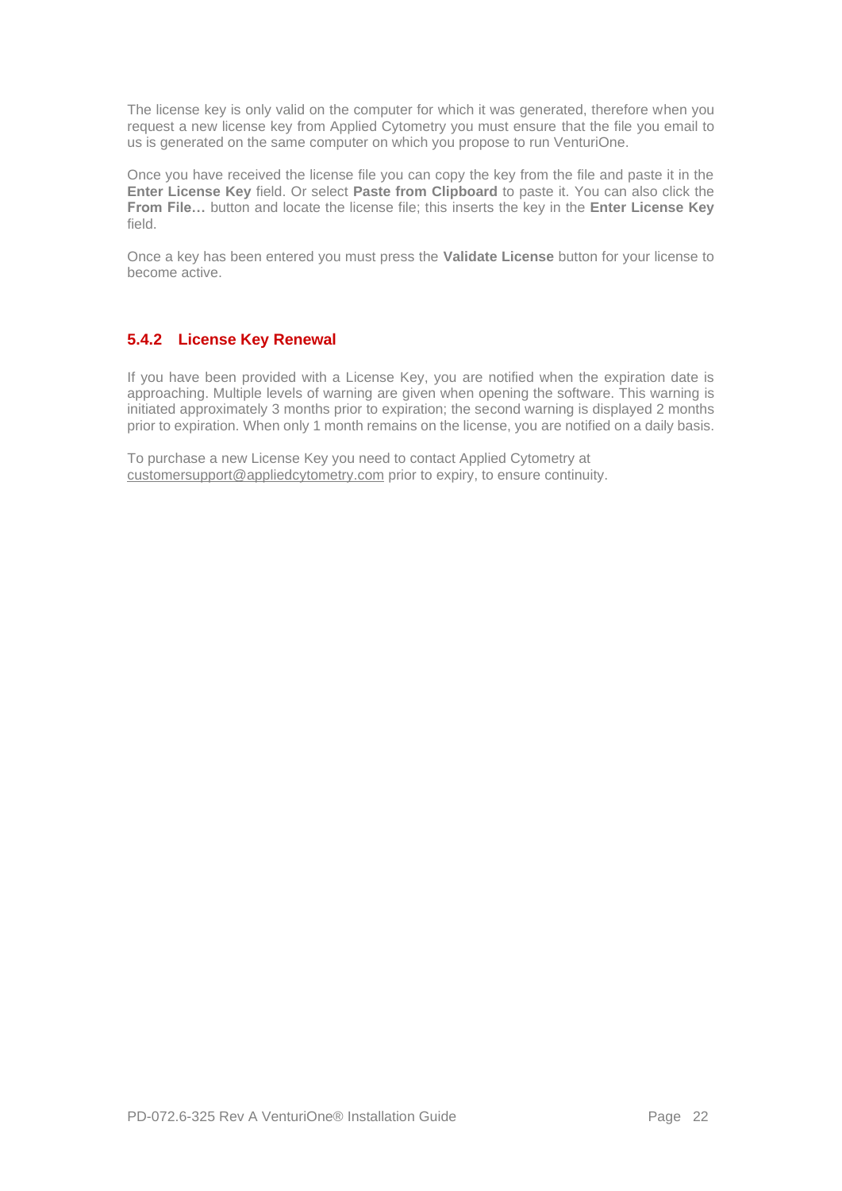The license key is only valid on the computer for which it was generated, therefore when you request a new license key from Applied Cytometry you must ensure that the file you email to us is generated on the same computer on which you propose to run VenturiOne.

Once you have received the license file you can copy the key from the file and paste it in the **Enter License Key** field. Or select **Paste from Clipboard** to paste it. You can also click the **From File…** button and locate the license file; this inserts the key in the **Enter License Key** field.

Once a key has been entered you must press the **Validate License** button for your license to become active.

### 5.4.2 License Key Renewal

If you have been provided with a License Key, you are notified when the expiration date is approaching. Multiple levels of warning are given when opening the software. This warning is initiated approximately 3 months prior to expiration; the second warning is displayed 2 months prior to expiration. When only 1 month remains on the license, you are notified on a daily basis.

To purchase a new License Key you need to contact Applied Cytometry at customersupport@appliedcytometry.com prior to expiry, to ensure continuity.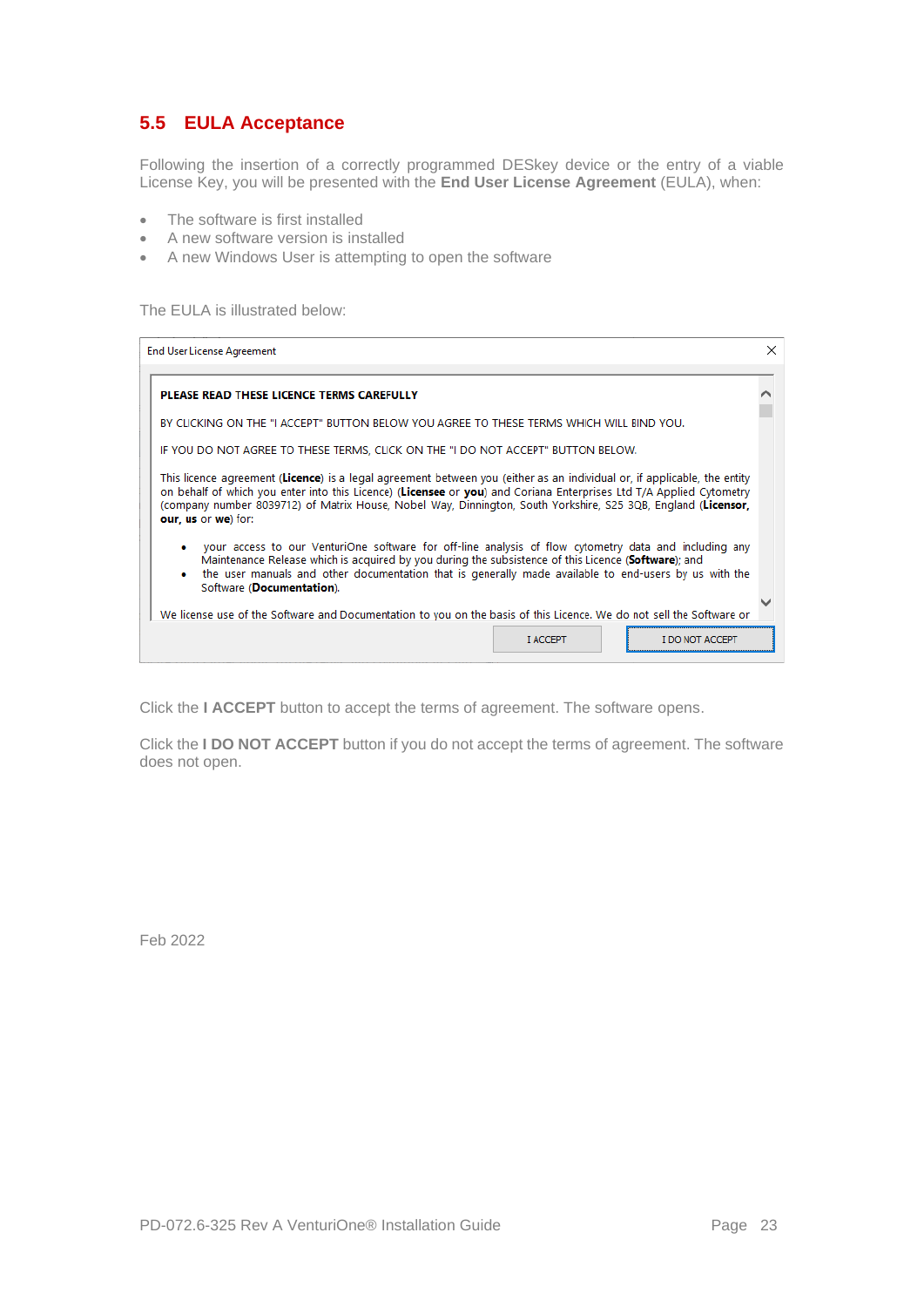## 5.5 EULA Acceptance

Following the insertion of a correctly programmed DESkey device or the entry of a viable License Key, you will be presented with the **End User License Agreement** (EULA), when:

- The software is first installed
- A new software version is installed
- A new Windows User is attempting to open the software

The EULA is illustrated below:

End User License Agreement

**PLEASE READ THESE LICENCE TERMS CAREFULLY**

BY CLICKING ON THE "I ACCEPT" BUTTON BELOW YOU AGREE TO THESE TERMS WHICH WILL BIND YOU.

IF YOU DO NOT AGREE TO THESE TERMS, CLICK ON THE "I DO NOT ACCEPT" BUTTON BELOW.

This licence agreement (**Licence**) is a legal agreement between you (either as an individual or, if applicable, the entity on behalf of which you enter into this Licence) (**Licensee** or **you**) and Coriana Enterprises Ltd T/A Applied Cytometry (company number 8039712) of Matrix House, Nobel Way, Dinnington, South Yorkshire, S25 3QB, England (**Licensor, our, us** or **we**) for:

- your access to our VenturiOne software for off-line analysis of flow cytometry data and including any Maintenance Release which is acquired by you during the subsistence of this Licence (**Software**); and
- the user manuals and other documentation that is generally made available to end-users by us with the Software (**Documentation**).

We license use of the Software and Documentation to you on the basis of this Licence. We do not sell the Software or

I ACCEPT | I DO NOT ACCEPT

Click the **I ACCEPT** button to accept the terms of agreement. The software opens.

Click the **I DO NOT ACCEPT** button if you do not accept the terms of agreement. The software does not open.

Feb 2022